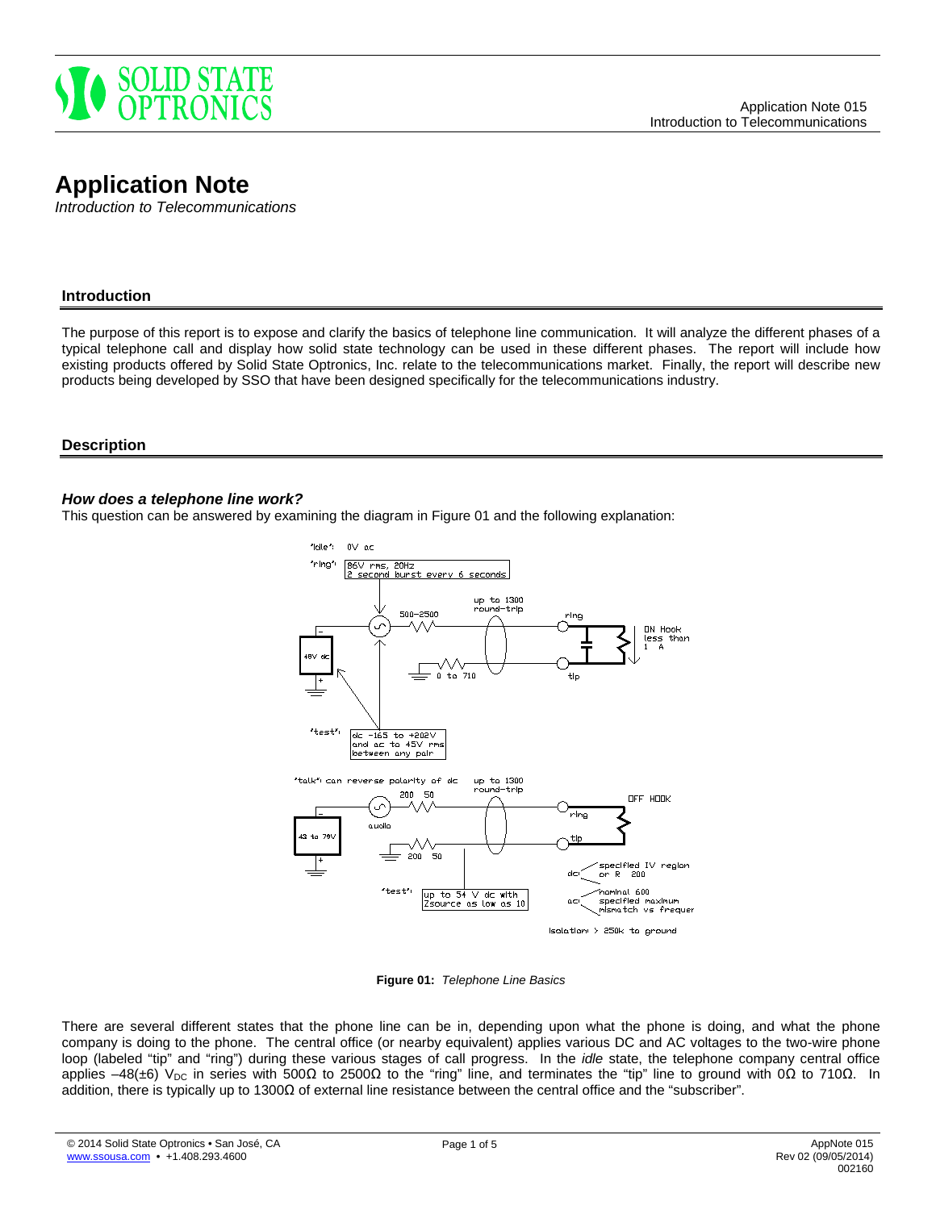# Application Note

*Introduction to Telecommunications*

## Introduction

The purpose of this report is to expose and clarify the basics of telephone line communication. It will analyze the different phases of a typical telephone call and display how solid state technology can be used in these different phases. The report will include how existing products offered by Solid State Optronics, Inc. relate to the telecommunications market. Finally, the report will describe new products being developed by SSO that have been designed specifically for the telecommunications industry.

## Description

### *How does a telephone line work?*

This question can be answered by examining the diagram in Figure 01 and the following explanation:

**Figure 01:** *Telephone Line Basics*

There are several different states that the phone line can be in, depending upon what the phone is doing, and what the phone company is doing to the phone. The central office (or nearby equivalent) applies various DC and AC voltages to the two-wire phone loop (labeled "tip" and "ring") during these various stages of call progress. In the *idle* state, the telephone company central office applies –48(±6) $V_{DC}$ in series with 500Ω to 2500Ω to the "ring" line, and terminates the "tip" line to ground with 0Ω to 710Ω. In addition, there is typically up to 1300Ω of external line resistance between the central office and the "subscriber".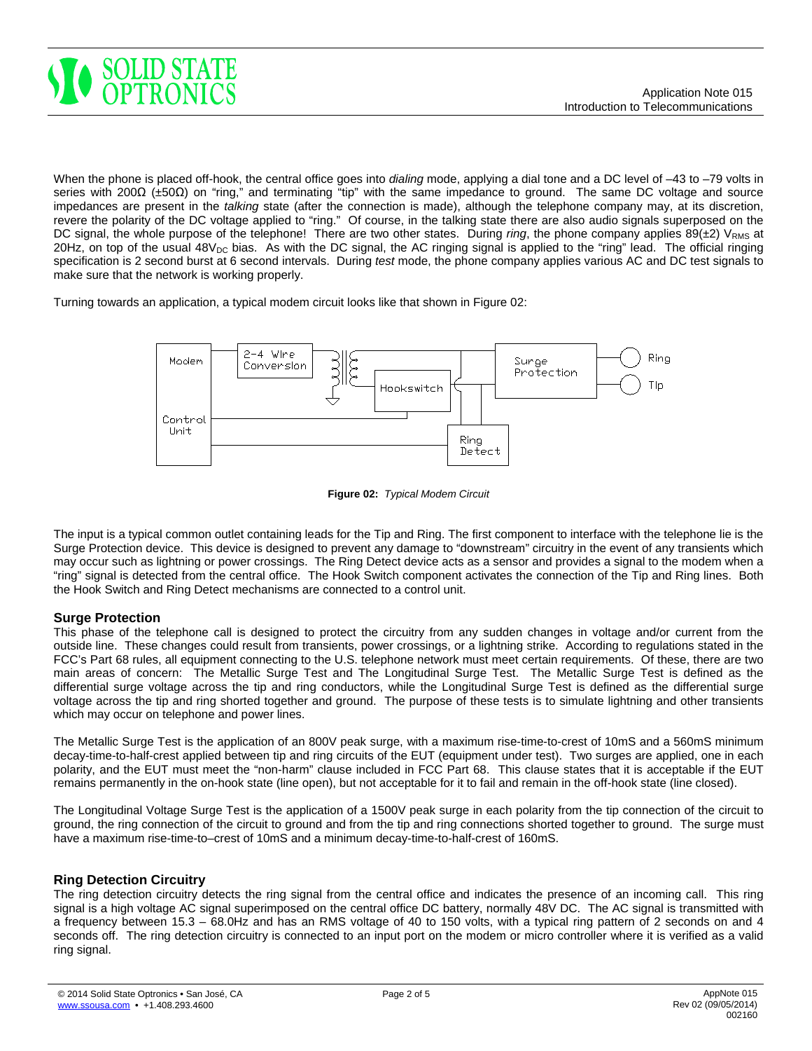When the phone is placed off-hook, the central office goes into *dialing* mode, applying a dial tone and a DC level of –43 to –79 volts in series with 200Ω (±50Ω) on "ring," and terminating "tip" with the same impedance to ground. The same DC voltage and source impedances are present in the *talking* state (after the connection is made), although the telephone company may, at its discretion, revere the polarity of the DC voltage applied to "ring." Of course, in the talking state there are also audio signals superposed on the DC signal, the whole purpose of the telephone! There are two other states. During *ring*, the phone company applies 89(±2) $V_{RMS}$ at 20Hz, on top of the usual $48V_{DC}$ bias. As with the DC signal, the AC ringing signal is applied to the "ring" lead. The official ringing specification is 2 second burst at 6 second intervals. During *test* mode, the phone company applies various AC and DC test signals to make sure that the network is working properly.

Turning towards an application, a typical modem circuit looks like that shown in Figure 02:

**Figure 02:** *Typical Modem Circuit*

The input is a typical common outlet containing leads for the Tip and Ring. The first component to interface with the telephone lie is the Surge Protection device. This device is designed to prevent any damage to "downstream" circuitry in the event of any transients which may occur such as lightning or power crossings. The Ring Detect device acts as a sensor and provides a signal to the modem when a "ring" signal is detected from the central office. The Hook Switch component activates the connection of the Tip and Ring lines. Both the Hook Switch and Ring Detect mechanisms are connected to a control unit.

### Surge Protection

This phase of the telephone call is designed to protect the circuitry from any sudden changes in voltage and/or current from the outside line. These changes could result from transients, power crossings, or a lightning strike. According to regulations stated in the FCC's Part 68 rules, all equipment connecting to the U.S. telephone network must meet certain requirements. Of these, there are two main areas of concern: The Metallic Surge Test and The Longitudinal Surge Test. The Metallic Surge Test is defined as the differential surge voltage across the tip and ring conductors, while the Longitudinal Surge Test is defined as the differential surge voltage across the tip and ring shorted together and ground. The purpose of these tests is to simulate lightning and other transients which may occur on telephone and power lines.

The Metallic Surge Test is the application of an 800V peak surge, with a maximum rise-time-to-crest of 10mS and a 560mS minimum decay-time-to-half-crest applied between tip and ring circuits of the EUT (equipment under test). Two surges are applied, one in each polarity, and the EUT must meet the "non-harm" clause included in FCC Part 68. This clause states that it is acceptable if the EUT remains permanently in the on-hook state (line open), but not acceptable for it to fail and remain in the off-hook state (line closed).

The Longitudinal Voltage Surge Test is the application of a 1500V peak surge in each polarity from the tip connection of the circuit to ground, the ring connection of the circuit to ground and from the tip and ring connections shorted together to ground. The surge must have a maximum rise-time-to–crest of 10mS and a minimum decay-time-to-half-crest of 160mS.

### Ring Detection Circuitry

The ring detection circuitry detects the ring signal from the central office and indicates the presence of an incoming call. This ring signal is a high voltage AC signal superimposed on the central office DC battery, normally 48V DC. The AC signal is transmitted with a frequency between 15.3 – 68.0Hz and has an RMS voltage of 40 to 150 volts, with a typical ring pattern of 2 seconds on and 4 seconds off. The ring detection circuitry is connected to an input port on the modem or micro controller where it is verified as a valid ring signal.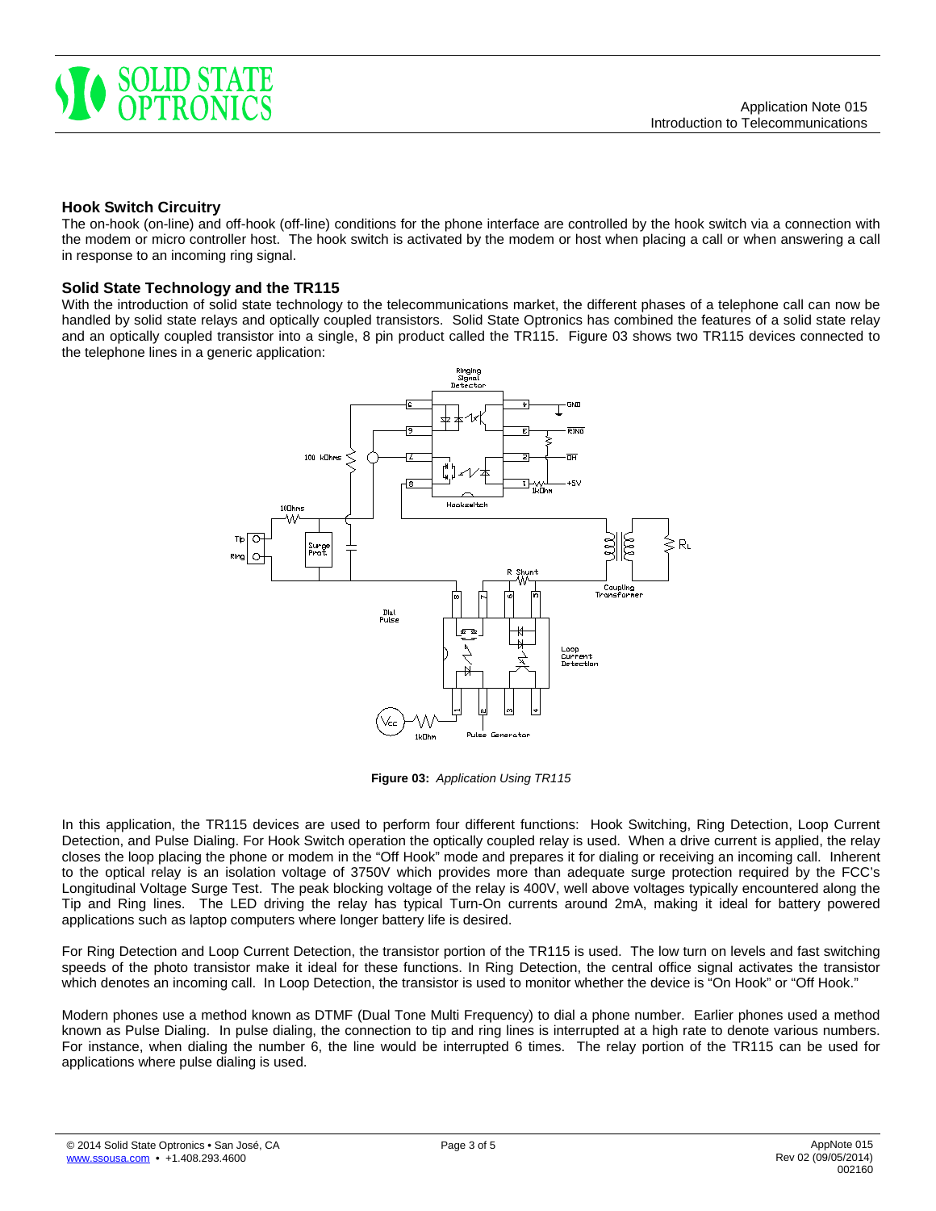## Hook Switch Circuitry

The on-hook (on-line) and off-hook (off-line) conditions for the phone interface are controlled by the hook switch via a connection with the modem or micro controller host. The hook switch is activated by the modem or host when placing a call or when answering a call in response to an incoming ring signal.

## Solid State Technology and the TR115

With the introduction of solid state technology to the telecommunications market, the different phases of a telephone call can now be handled by solid state relays and optically coupled transistors. Solid State Optronics has combined the features of a solid state relay and an optically coupled transistor into a single, 8 pin product called the TR115. Figure 03 shows two TR115 devices connected to the telephone lines in a generic application:

**Figure 03:** *Application Using TR115*

In this application, the TR115 devices are used to perform four different functions: Hook Switching, Ring Detection, Loop Current Detection, and Pulse Dialing. For Hook Switch operation the optically coupled relay is used. When a drive current is applied, the relay closes the loop placing the phone or modem in the "Off Hook" mode and prepares it for dialing or receiving an incoming call. Inherent to the optical relay is an isolation voltage of 3750V which provides more than adequate surge protection required by the FCC's Longitudinal Voltage Surge Test. The peak blocking voltage of the relay is 400V, well above voltages typically encountered along the Tip and Ring lines. The LED driving the relay has typical Turn-On currents around 2mA, making it ideal for battery powered applications such as laptop computers where longer battery life is desired.

For Ring Detection and Loop Current Detection, the transistor portion of the TR115 is used. The low turn on levels and fast switching speeds of the photo transistor make it ideal for these functions. In Ring Detection, the central office signal activates the transistor which denotes an incoming call. In Loop Detection, the transistor is used to monitor whether the device is "On Hook" or "Off Hook."

Modern phones use a method known as DTMF (Dual Tone Multi Frequency) to dial a phone number. Earlier phones used a method known as Pulse Dialing. In pulse dialing, the connection to tip and ring lines is interrupted at a high rate to denote various numbers. For instance, when dialing the number 6, the line would be interrupted 6 times. The relay portion of the TR115 can be used for applications where pulse dialing is used.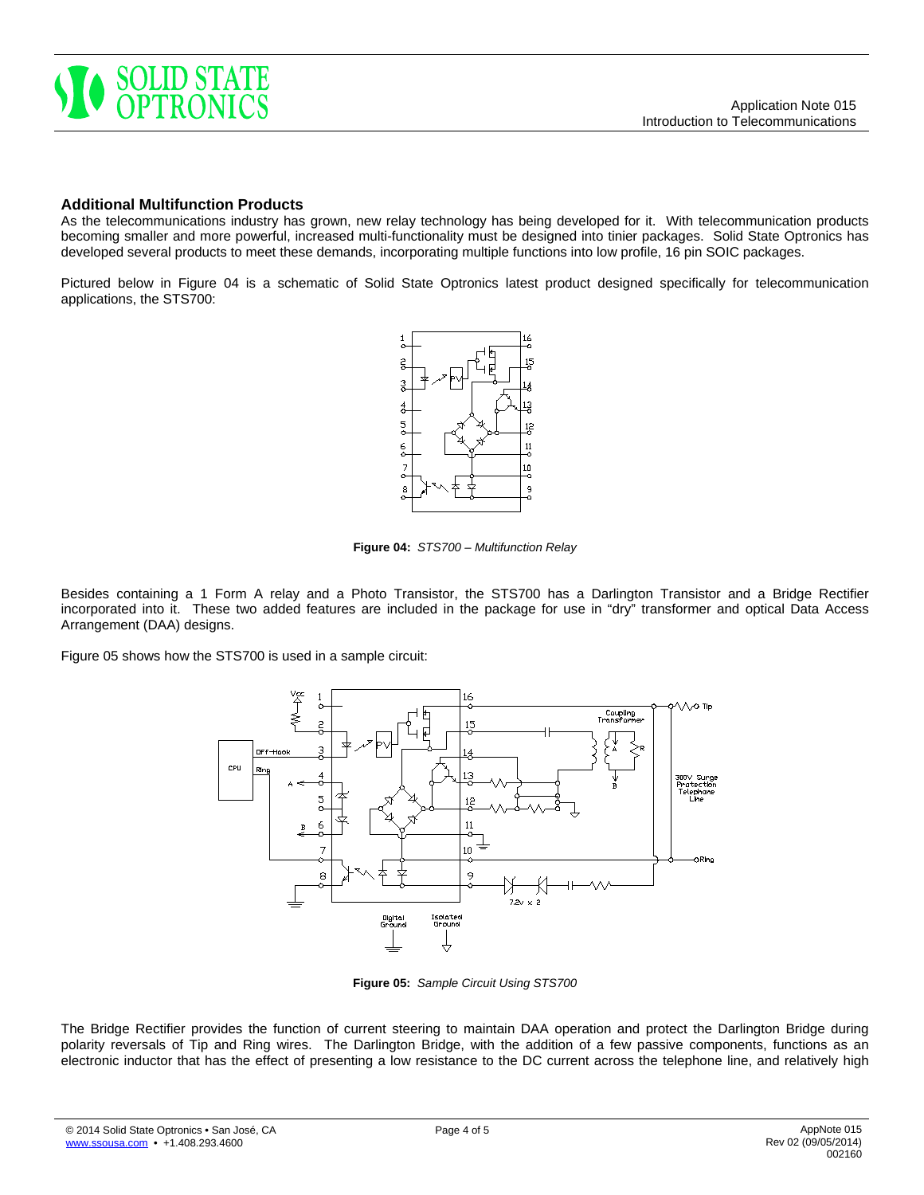## Additional Multifunction Products

As the telecommunications industry has grown, new relay technology has being developed for it. With telecommunication products becoming smaller and more powerful, increased multi-functionality must be designed into tinier packages. Solid State Optronics has developed several products to meet these demands, incorporating multiple functions into low profile, 16 pin SOIC packages.

Pictured below in Figure 04 is a schematic of Solid State Optronics latest product designed specifically for telecommunication applications, the STS700:

**Figure 04:** *STS700 – Multifunction Relay*

Besides containing a 1 Form A relay and a Photo Transistor, the STS700 has a Darlington Transistor and a Bridge Rectifier incorporated into it. These two added features are included in the package for use in "dry" transformer and optical Data Access Arrangement (DAA) designs.

Figure 05 shows how the STS700 is used in a sample circuit:

**Figure 05:** *Sample Circuit Using STS700*

The Bridge Rectifier provides the function of current steering to maintain DAA operation and protect the Darlington Bridge during polarity reversals of Tip and Ring wires. The Darlington Bridge, with the addition of a few passive components, functions as an electronic inductor that has the effect of presenting a low resistance to the DC current across the telephone line, and relatively high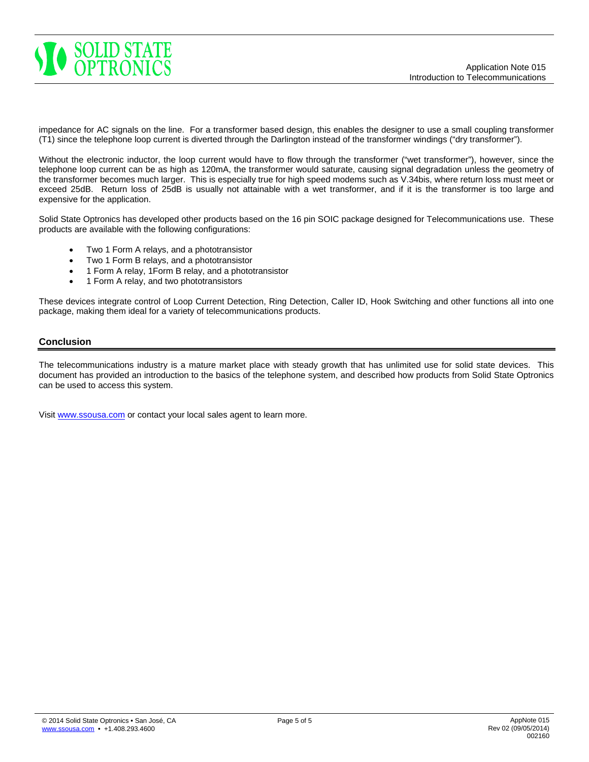impedance for AC signals on the line. For a transformer based design, this enables the designer to use a small coupling transformer (T1) since the telephone loop current is diverted through the Darlington instead of the transformer windings ("dry transformer").

Without the electronic inductor, the loop current would have to flow through the transformer ("wet transformer"), however, since the telephone loop current can be as high as 120mA, the transformer would saturate, causing signal degradation unless the geometry of the transformer becomes much larger. This is especially true for high speed modems such as V.34bis, where return loss must meet or exceed 25dB. Return loss of 25dB is usually not attainable with a wet transformer, and if it is the transformer is too large and expensive for the application.

Solid State Optronics has developed other products based on the 16 pin SOIC package designed for Telecommunications use. These products are available with the following configurations:

- Two 1 Form A relays, and a phototransistor
- Two 1 Form B relays, and a phototransistor
- 1 Form A relay, 1Form B relay, and a phototransistor
- 1 Form A relay, and two phototransistors

These devices integrate control of Loop Current Detection, Ring Detection, Caller ID, Hook Switching and other functions all into one package, making them ideal for a variety of telecommunications products.

## Conclusion

The telecommunications industry is a mature market place with steady growth that has unlimited use for solid state devices. This document has provided an introduction to the basics of the telephone system, and described how products from Solid State Optronics can be used to access this system.

Visit www.ssousa.com or contact your local sales agent to learn more.